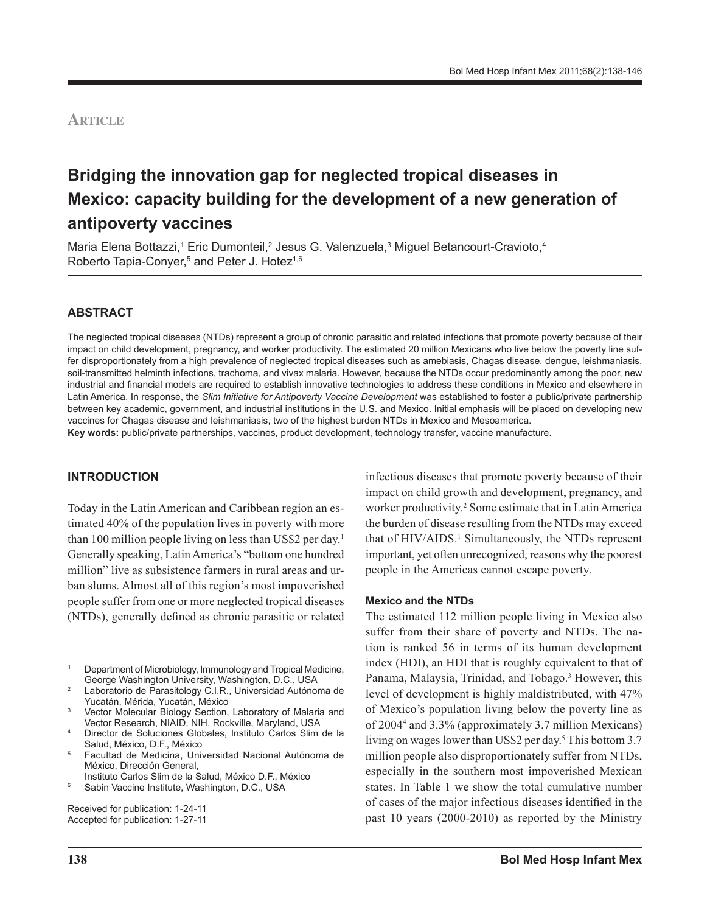**Article**

# Bridging the innovation gap for neglected tropical diseases in Mexico: capacity building for the development of a new generation of antipoverty vaccines

Maria Elena Bottazzi,[1] Eric Dumonteil,[2] Jesus G. Valenzuela,[3] Miguel Betancourt-Cravioto,[4] Roberto Tapia-Conyer,[5] and Peter J. Hotez[1,6]

## ABSTRACT

The neglected tropical diseases (NTDs) represent a group of chronic parasitic and related infections that promote poverty because of their impact on child development, pregnancy, and worker productivity. The estimated 20 million Mexicans who live below the poverty line suffer disproportionately from a high prevalence of neglected tropical diseases such as amebiasis, Chagas disease, dengue, leishmaniasis, soil-transmitted helminth infections, trachoma, and vivax malaria. However, because the NTDs occur predominantly among the poor, new industrial and financial models are required to establish innovative technologies to address these conditions in Mexico and elsewhere in Latin America. In response, the *Slim Initiative for Antipoverty Vaccine Development* was established to foster a public/private partnership between key academic, government, and industrial institutions in the U.S. and Mexico. Initial emphasis will be placed on developing new vaccines for Chagas disease and leishmaniasis, two of the highest burden NTDs in Mexico and Mesoamerica.

**Key words:** public/private partnerships, vaccines, product development, technology transfer, vaccine manufacture.

## INTRODUCTION

Today in the Latin American and Caribbean region an estimated 40% of the population lives in poverty with more than 100 million people living on less than US$2 per day.[1] Generally speaking, Latin America's "bottom one hundred million" live as subsistence farmers in rural areas and urban slums. Almost all of this region's most impoverished people suffer from one or more neglected tropical diseases (NTDs), generally defined as chronic parasitic or related infectious diseases that promote poverty because of their impact on child growth and development, pregnancy, and worker productivity.[2] Some estimate that in Latin America the burden of disease resulting from the NTDs may exceed that of HIV/AIDS.[1] Simultaneously, the NTDs represent important, yet often unrecognized, reasons why the poorest people in the Americas cannot escape poverty.

### Mexico and the NTDs

The estimated 112 million people living in Mexico also suffer from their share of poverty and NTDs. The nation is ranked 56 in terms of its human development index (HDI), an HDI that is roughly equivalent to that of Panama, Malaysia, Trinidad, and Tobago.[3] However, this level of development is highly maldistributed, with 47% of Mexico's population living below the poverty line as of 2004[4] and 3.3% (approximately 3.7 million Mexicans) living on wages lower than US$2 per day.[5] This bottom 3.7 million people also disproportionately suffer from NTDs, especially in the southern most impoverished Mexican states. In Table 1 we show the total cumulative number of cases of the major infectious diseases identified in the past 10 years (2000-2010) as reported by the Ministry

---

1. Department of Microbiology, Immunology and Tropical Medicine, George Washington University, Washington, D.C., USA
2. Laboratorio de Parasitology C.I.R., Universidad Autónoma de Yucatán, Mérida, Yucatán, México
3. Vector Molecular Biology Section, Laboratory of Malaria and Vector Research, NIAID, NIH, Rockville, Maryland, USA
4. Director de Soluciones Globales, Instituto Carlos Slim de la Salud, México, D.F., México
5. Facultad de Medicina, Universidad Nacional Autónoma de México, Dirección General, Instituto Carlos Slim de la Salud, México D.F., México
6. Sabin Vaccine Institute, Washington, D.C., USA

Received for publication: 1-24-11
Accepted for publication: 1-27-11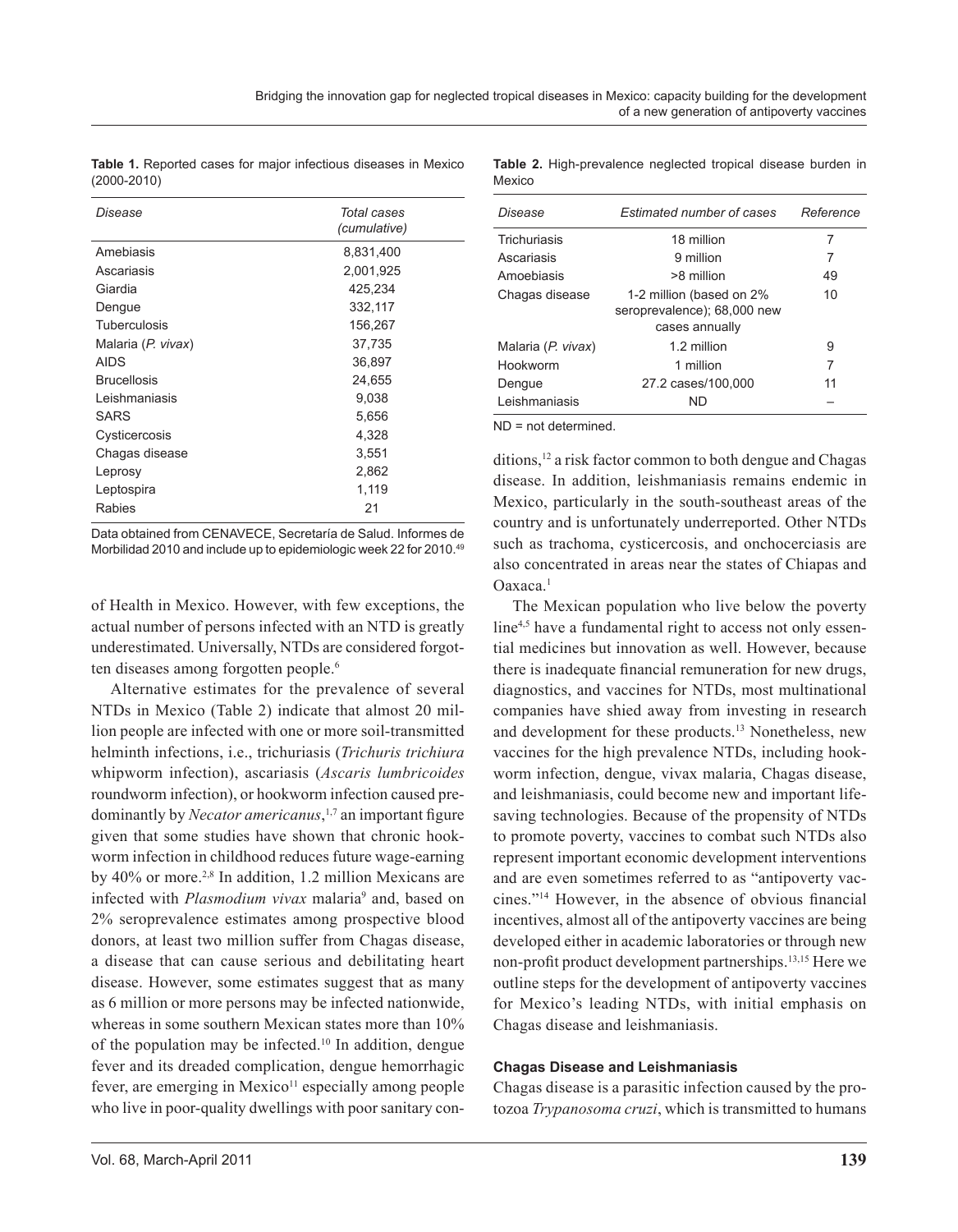**Table 1.** Reported cases for major infectious diseases in Mexico (2000-2010)

| *Disease* | *Total cases (cumulative)* |
|---|---|
| Amebiasis | 8,831,400 |
| Ascariasis | 2,001,925 |
| Giardia | 425,234 |
| Dengue | 332,117 |
| Tuberculosis | 156,267 |
| Malaria (*P. vivax*) | 37,735 |
| AIDS | 36,897 |
| Brucellosis | 24,655 |
| Leishmaniasis | 9,038 |
| SARS | 5,656 |
| Cysticercosis | 4,328 |
| Chagas disease | 3,551 |
| Leprosy | 2,862 |
| Leptospira | 1,119 |
| Rabies | 21 |

Data obtained from CENAVECE, Secretaría de Salud. Informes de Morbilidad 2010 and include up to epidemiologic week 22 for 2010.[49]

of Health in Mexico. However, with few exceptions, the actual number of persons infected with an NTD is greatly underestimated. Universally, NTDs are considered forgotten diseases among forgotten people.[6]

Alternative estimates for the prevalence of several NTDs in Mexico (Table 2) indicate that almost 20 million people are infected with one or more soil-transmitted helminth infections, i.e., trichuriasis (*Trichuris trichiura* whipworm infection), ascariasis (*Ascaris lumbricoides* roundworm infection), or hookworm infection caused predominantly by *Necator americanus*,[1,7] an important figure given that some studies have shown that chronic hookworm infection in childhood reduces future wage-earning by 40% or more.[2,8] In addition, 1.2 million Mexicans are infected with *Plasmodium vivax* malaria[9] and, based on 2% seroprevalence estimates among prospective blood donors, at least two million suffer from Chagas disease, a disease that can cause serious and debilitating heart disease. However, some estimates suggest that as many as 6 million or more persons may be infected nationwide, whereas in some southern Mexican states more than 10% of the population may be infected.[10] In addition, dengue fever and its dreaded complication, dengue hemorrhagic fever, are emerging in Mexico[11] especially among people who live in poor-quality dwellings with poor sanitary conditions,[12] a risk factor common to both dengue and Chagas disease. In addition, leishmaniasis remains endemic in Mexico, particularly in the south-southeast areas of the country and is unfortunately underreported. Other NTDs such as trachoma, cysticercosis, and onchocerciasis are also concentrated in areas near the states of Chiapas and Oaxaca.[1]

**Table 2.** High-prevalence neglected tropical disease burden in Mexico

| *Disease* | *Estimated number of cases* | *Reference* |
|---|---|---|
| Trichuriasis | 18 million | 7 |
| Ascariasis | 9 million | 7 |
| Amoebiasis | >8 million | 49 |
| Chagas disease | 1-2 million (based on 2% seroprevalence); 68,000 new cases annually | 10 |
| Malaria (*P. vivax*) | 1.2 million | 9 |
| Hookworm | 1 million | 7 |
| Dengue | 27.2 cases/100,000 | 11 |
| Leishmaniasis | ND | – |

ND = not determined.

The Mexican population who live below the poverty line[4,5] have a fundamental right to access not only essential medicines but innovation as well. However, because there is inadequate financial remuneration for new drugs, diagnostics, and vaccines for NTDs, most multinational companies have shied away from investing in research and development for these products.[13] Nonetheless, new vaccines for the high prevalence NTDs, including hookworm infection, dengue, vivax malaria, Chagas disease, and leishmaniasis, could become new and important lifesaving technologies. Because of the propensity of NTDs to promote poverty, vaccines to combat such NTDs also represent important economic development interventions and are even sometimes referred to as "antipoverty vaccines."[14] However, in the absence of obvious financial incentives, almost all of the antipoverty vaccines are being developed either in academic laboratories or through new non-profit product development partnerships.[13,15] Here we outline steps for the development of antipoverty vaccines for Mexico's leading NTDs, with initial emphasis on Chagas disease and leishmaniasis.

#### Chagas Disease and Leishmaniasis

Chagas disease is a parasitic infection caused by the protozoa *Trypanosoma cruzi*, which is transmitted to humans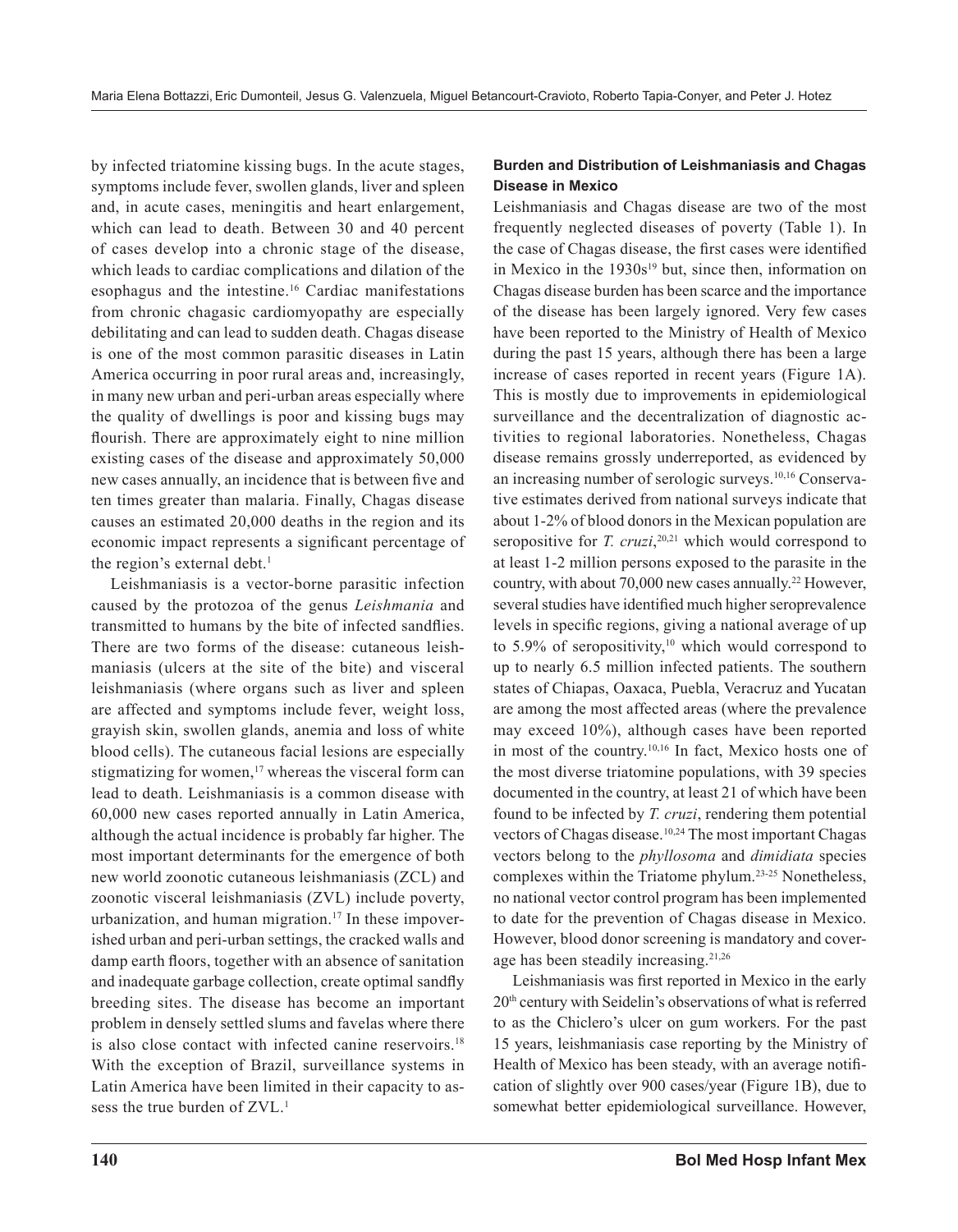by infected triatomine kissing bugs. In the acute stages, symptoms include fever, swollen glands, liver and spleen and, in acute cases, meningitis and heart enlargement, which can lead to death. Between 30 and 40 percent of cases develop into a chronic stage of the disease, which leads to cardiac complications and dilation of the esophagus and the intestine.[16] Cardiac manifestations from chronic chagasic cardiomyopathy are especially debilitating and can lead to sudden death. Chagas disease is one of the most common parasitic diseases in Latin America occurring in poor rural areas and, increasingly, in many new urban and peri-urban areas especially where the quality of dwellings is poor and kissing bugs may flourish. There are approximately eight to nine million existing cases of the disease and approximately 50,000 new cases annually, an incidence that is between five and ten times greater than malaria. Finally, Chagas disease causes an estimated 20,000 deaths in the region and its economic impact represents a significant percentage of the region's external debt.[1]

Leishmaniasis is a vector-borne parasitic infection caused by the protozoa of the genus *Leishmania* and transmitted to humans by the bite of infected sandflies. There are two forms of the disease: cutaneous leishmaniasis (ulcers at the site of the bite) and visceral leishmaniasis (where organs such as liver and spleen are affected and symptoms include fever, weight loss, grayish skin, swollen glands, anemia and loss of white blood cells). The cutaneous facial lesions are especially stigmatizing for women,[17] whereas the visceral form can lead to death. Leishmaniasis is a common disease with 60,000 new cases reported annually in Latin America, although the actual incidence is probably far higher. The most important determinants for the emergence of both new world zoonotic cutaneous leishmaniasis (ZCL) and zoonotic visceral leishmaniasis (ZVL) include poverty, urbanization, and human migration.[17] In these impoverished urban and peri-urban settings, the cracked walls and damp earth floors, together with an absence of sanitation and inadequate garbage collection, create optimal sandfly breeding sites. The disease has become an important problem in densely settled slums and favelas where there is also close contact with infected canine reservoirs.[18] With the exception of Brazil, surveillance systems in Latin America have been limited in their capacity to assess the true burden of ZVL.[1]

### Burden and Distribution of Leishmaniasis and Chagas Disease in Mexico

Leishmaniasis and Chagas disease are two of the most frequently neglected diseases of poverty (Table 1). In the case of Chagas disease, the first cases were identified in Mexico in the 1930s[19] but, since then, information on Chagas disease burden has been scarce and the importance of the disease has been largely ignored. Very few cases have been reported to the Ministry of Health of Mexico during the past 15 years, although there has been a large increase of cases reported in recent years (Figure 1A). This is mostly due to improvements in epidemiological surveillance and the decentralization of diagnostic activities to regional laboratories. Nonetheless, Chagas disease remains grossly underreported, as evidenced by an increasing number of serologic surveys.[10,16] Conservative estimates derived from national surveys indicate that about 1-2% of blood donors in the Mexican population are seropositive for *T. cruzi*,[20,21] which would correspond to at least 1-2 million persons exposed to the parasite in the country, with about 70,000 new cases annually.[22] However, several studies have identified much higher seroprevalence levels in specific regions, giving a national average of up to 5.9% of seropositivity,[10] which would correspond to up to nearly 6.5 million infected patients. The southern states of Chiapas, Oaxaca, Puebla, Veracruz and Yucatan are among the most affected areas (where the prevalence may exceed 10%), although cases have been reported in most of the country.[10,16] In fact, Mexico hosts one of the most diverse triatomine populations, with 39 species documented in the country, at least 21 of which have been found to be infected by *T. cruzi*, rendering them potential vectors of Chagas disease.[10,24] The most important Chagas vectors belong to the *phyllosoma* and *dimidiata* species complexes within the Triatome phylum.[23-25] Nonetheless, no national vector control program has been implemented to date for the prevention of Chagas disease in Mexico. However, blood donor screening is mandatory and coverage has been steadily increasing.[21,26]

Leishmaniasis was first reported in Mexico in the early 20th century with Seidelin's observations of what is referred to as the Chiclero's ulcer on gum workers. For the past 15 years, leishmaniasis case reporting by the Ministry of Health of Mexico has been steady, with an average notification of slightly over 900 cases/year (Figure 1B), due to somewhat better epidemiological surveillance. However,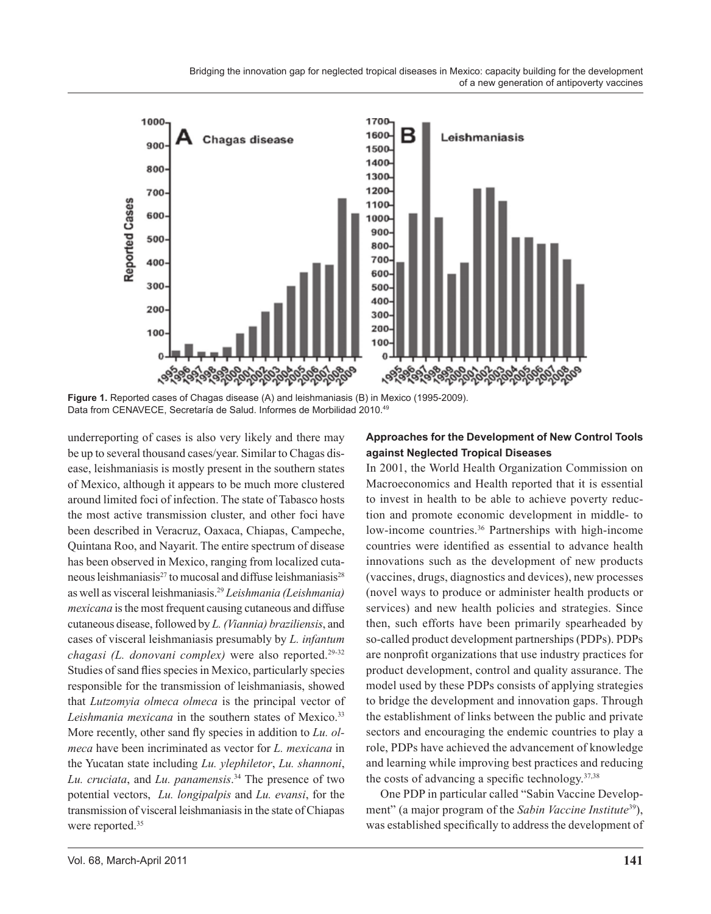**Figure 1.** Reported cases of Chagas disease (A) and leishmaniasis (B) in Mexico (1995-2009). Data from CENAVECE, Secretaría de Salud. Informes de Morbilidad 2010.[49]

underreporting of cases is also very likely and there may be up to several thousand cases/year. Similar to Chagas disease, leishmaniasis is mostly present in the southern states of Mexico, although it appears to be much more clustered around limited foci of infection. The state of Tabasco hosts the most active transmission cluster, and other foci have been described in Veracruz, Oaxaca, Chiapas, Campeche, Quintana Roo, and Nayarit. The entire spectrum of disease has been observed in Mexico, ranging from localized cutaneous leishmaniasis[27] to mucosal and diffuse leishmaniasis[28] as well as visceral leishmaniasis.[29] *Leishmania (Leishmania) mexicana* is the most frequent causing cutaneous and diffuse cutaneous disease, followed by *L. (Viannia) braziliensis*, and cases of visceral leishmaniasis presumably by *L. infantum chagasi (L. donovani complex)* were also reported.[29-32] Studies of sand flies species in Mexico, particularly species responsible for the transmission of leishmaniasis, showed that *Lutzomyia olmeca olmeca* is the principal vector of *Leishmania mexicana* in the southern states of Mexico.[33] More recently, other sand fly species in addition to *Lu. olmeca* have been incriminated as vector for *L. mexicana* in the Yucatan state including *Lu. ylephiletor*, *Lu. shannoni*, *Lu. cruciata*, and *Lu. panamensis*.[34] The presence of two potential vectors, *Lu. longipalpis* and *Lu. evansi*, for the transmission of visceral leishmaniasis in the state of Chiapas were reported.[35]

### Approaches for the Development of New Control Tools against Neglected Tropical Diseases

In 2001, the World Health Organization Commission on Macroeconomics and Health reported that it is essential to invest in health to be able to achieve poverty reduction and promote economic development in middle- to low-income countries.[36] Partnerships with high-income countries were identified as essential to advance health innovations such as the development of new products (vaccines, drugs, diagnostics and devices), new processes (novel ways to produce or administer health products or services) and new health policies and strategies. Since then, such efforts have been primarily spearheaded by so-called product development partnerships (PDPs). PDPs are nonprofit organizations that use industry practices for product development, control and quality assurance. The model used by these PDPs consists of applying strategies to bridge the development and innovation gaps. Through the establishment of links between the public and private sectors and encouraging the endemic countries to play a role, PDPs have achieved the advancement of knowledge and learning while improving best practices and reducing the costs of advancing a specific technology.[37,38]

One PDP in particular called "Sabin Vaccine Development" (a major program of the *Sabin Vaccine Institute*[39]), was established specifically to address the development of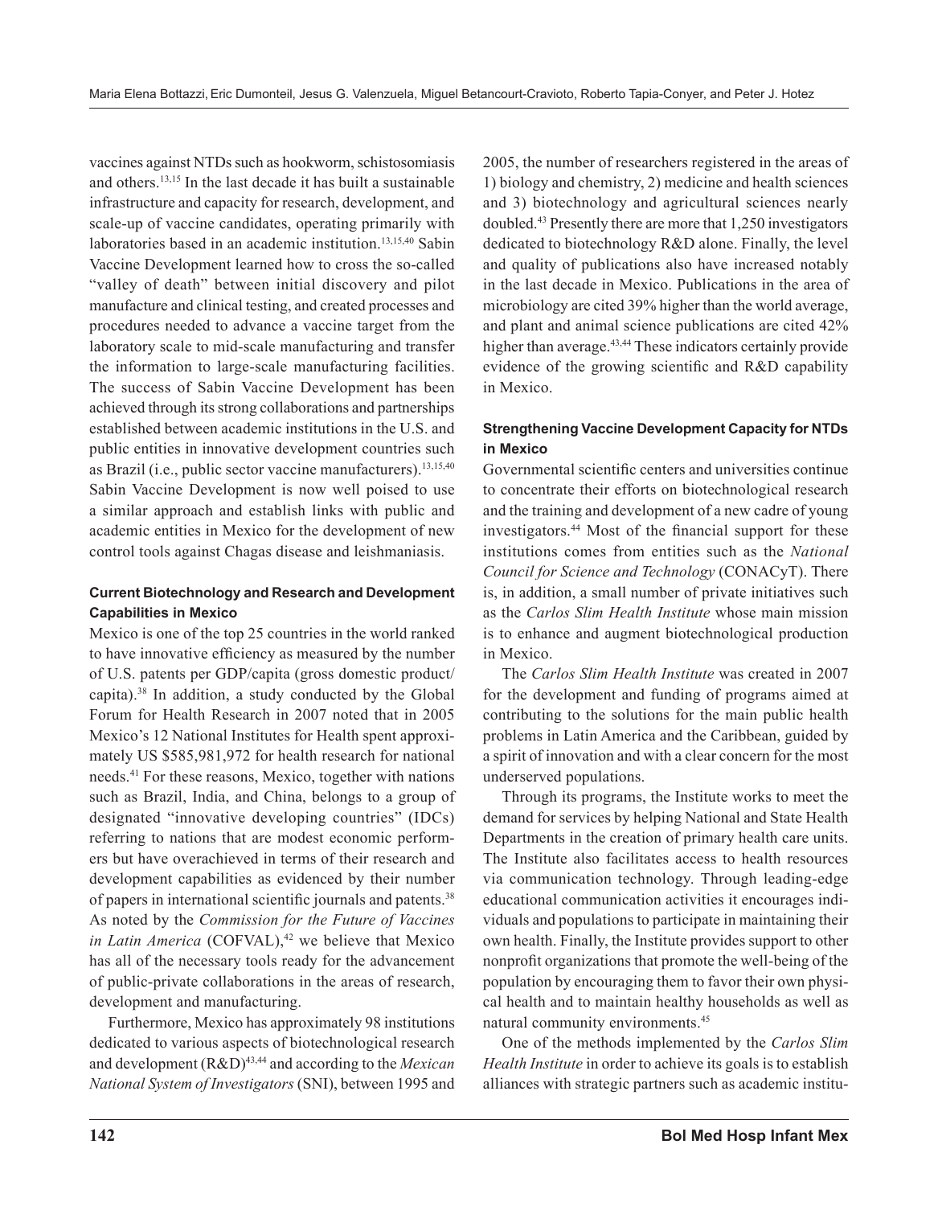vaccines against NTDs such as hookworm, schistosomiasis and others.[13,15] In the last decade it has built a sustainable infrastructure and capacity for research, development, and scale-up of vaccine candidates, operating primarily with laboratories based in an academic institution.[13,15,40] Sabin Vaccine Development learned how to cross the so-called "valley of death" between initial discovery and pilot manufacture and clinical testing, and created processes and procedures needed to advance a vaccine target from the laboratory scale to mid-scale manufacturing and transfer the information to large-scale manufacturing facilities. The success of Sabin Vaccine Development has been achieved through its strong collaborations and partnerships established between academic institutions in the U.S. and public entities in innovative development countries such as Brazil (i.e., public sector vaccine manufacturers).[13,15,40] Sabin Vaccine Development is now well poised to use a similar approach and establish links with public and academic entities in Mexico for the development of new control tools against Chagas disease and leishmaniasis.

### Current Biotechnology and Research and Development Capabilities in Mexico

Mexico is one of the top 25 countries in the world ranked to have innovative efficiency as measured by the number of U.S. patents per GDP/capita (gross domestic product/capita).[38] In addition, a study conducted by the Global Forum for Health Research in 2007 noted that in 2005 Mexico's 12 National Institutes for Health spent approximately US $585,981,972 for health research for national needs.[41] For these reasons, Mexico, together with nations such as Brazil, India, and China, belongs to a group of designated "innovative developing countries" (IDCs) referring to nations that are modest economic performers but have overachieved in terms of their research and development capabilities as evidenced by their number of papers in international scientific journals and patents.[38] As noted by the *Commission for the Future of Vaccines in Latin America* (COFVAL),[42] we believe that Mexico has all of the necessary tools ready for the advancement of public-private collaborations in the areas of research, development and manufacturing.

Furthermore, Mexico has approximately 98 institutions dedicated to various aspects of biotechnological research and development (R&D)[43,44] and according to the *Mexican National System of Investigators* (SNI), between 1995 and 2005, the number of researchers registered in the areas of 1) biology and chemistry, 2) medicine and health sciences and 3) biotechnology and agricultural sciences nearly doubled.[43] Presently there are more that 1,250 investigators dedicated to biotechnology R&D alone. Finally, the level and quality of publications also have increased notably in the last decade in Mexico. Publications in the area of microbiology are cited 39% higher than the world average, and plant and animal science publications are cited 42% higher than average.[43,44] These indicators certainly provide evidence of the growing scientific and R&D capability in Mexico.

### Strengthening Vaccine Development Capacity for NTDs in Mexico

Governmental scientific centers and universities continue to concentrate their efforts on biotechnological research and the training and development of a new cadre of young investigators.[44] Most of the financial support for these institutions comes from entities such as the *National Council for Science and Technology* (CONACyT). There is, in addition, a small number of private initiatives such as the *Carlos Slim Health Institute* whose main mission is to enhance and augment biotechnological production in Mexico.

The *Carlos Slim Health Institute* was created in 2007 for the development and funding of programs aimed at contributing to the solutions for the main public health problems in Latin America and the Caribbean, guided by a spirit of innovation and with a clear concern for the most underserved populations.

Through its programs, the Institute works to meet the demand for services by helping National and State Health Departments in the creation of primary health care units. The Institute also facilitates access to health resources via communication technology. Through leading-edge educational communication activities it encourages individuals and populations to participate in maintaining their own health. Finally, the Institute provides support to other nonprofit organizations that promote the well-being of the population by encouraging them to favor their own physical health and to maintain healthy households as well as natural community environments.[45]

One of the methods implemented by the *Carlos Slim Health Institute* in order to achieve its goals is to establish alliances with strategic partners such as academic institu-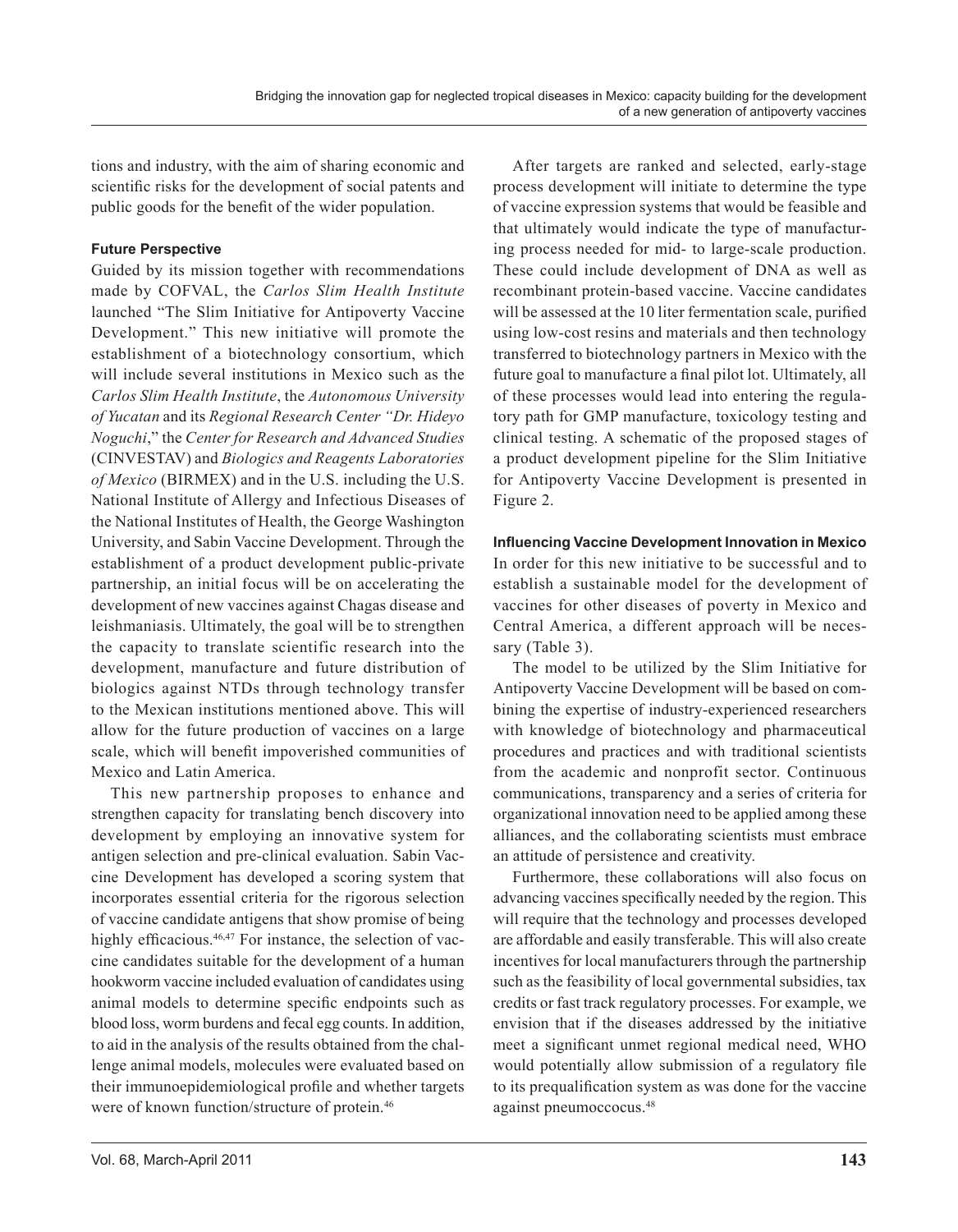tions and industry, with the aim of sharing economic and scientific risks for the development of social patents and public goods for the benefit of the wider population.

**Future Perspective**

Guided by its mission together with recommendations made by COFVAL, the *Carlos Slim Health Institute* launched "The Slim Initiative for Antipoverty Vaccine Development." This new initiative will promote the establishment of a biotechnology consortium, which will include several institutions in Mexico such as the *Carlos Slim Health Institute*, the *Autonomous University of Yucatan* and its *Regional Research Center "Dr. Hideyo Noguchi*," the *Center for Research and Advanced Studies* (CINVESTAV) and *Biologics and Reagents Laboratories of Mexico* (BIRMEX) and in the U.S. including the U.S. National Institute of Allergy and Infectious Diseases of the National Institutes of Health, the George Washington University, and Sabin Vaccine Development. Through the establishment of a product development public-private partnership, an initial focus will be on accelerating the development of new vaccines against Chagas disease and leishmaniasis. Ultimately, the goal will be to strengthen the capacity to translate scientific research into the development, manufacture and future distribution of biologics against NTDs through technology transfer to the Mexican institutions mentioned above. This will allow for the future production of vaccines on a large scale, which will benefit impoverished communities of Mexico and Latin America.

This new partnership proposes to enhance and strengthen capacity for translating bench discovery into development by employing an innovative system for antigen selection and pre-clinical evaluation. Sabin Vaccine Development has developed a scoring system that incorporates essential criteria for the rigorous selection of vaccine candidate antigens that show promise of being highly efficacious.[46,47] For instance, the selection of vaccine candidates suitable for the development of a human hookworm vaccine included evaluation of candidates using animal models to determine specific endpoints such as blood loss, worm burdens and fecal egg counts. In addition, to aid in the analysis of the results obtained from the challenge animal models, molecules were evaluated based on their immunoepidemiological profile and whether targets were of known function/structure of protein.[46]

After targets are ranked and selected, early-stage process development will initiate to determine the type of vaccine expression systems that would be feasible and that ultimately would indicate the type of manufacturing process needed for mid- to large-scale production. These could include development of DNA as well as recombinant protein-based vaccine. Vaccine candidates will be assessed at the 10 liter fermentation scale, purified using low-cost resins and materials and then technology transferred to biotechnology partners in Mexico with the future goal to manufacture a final pilot lot. Ultimately, all of these processes would lead into entering the regulatory path for GMP manufacture, toxicology testing and clinical testing. A schematic of the proposed stages of a product development pipeline for the Slim Initiative for Antipoverty Vaccine Development is presented in Figure 2.

**Influencing Vaccine Development Innovation in Mexico**

In order for this new initiative to be successful and to establish a sustainable model for the development of vaccines for other diseases of poverty in Mexico and Central America, a different approach will be necessary (Table 3).

The model to be utilized by the Slim Initiative for Antipoverty Vaccine Development will be based on combining the expertise of industry-experienced researchers with knowledge of biotechnology and pharmaceutical procedures and practices and with traditional scientists from the academic and nonprofit sector. Continuous communications, transparency and a series of criteria for organizational innovation need to be applied among these alliances, and the collaborating scientists must embrace an attitude of persistence and creativity.

Furthermore, these collaborations will also focus on advancing vaccines specifically needed by the region. This will require that the technology and processes developed are affordable and easily transferable. This will also create incentives for local manufacturers through the partnership such as the feasibility of local governmental subsidies, tax credits or fast track regulatory processes. For example, we envision that if the diseases addressed by the initiative meet a significant unmet regional medical need, WHO would potentially allow submission of a regulatory file to its prequalification system as was done for the vaccine against pneumoccocus.[48]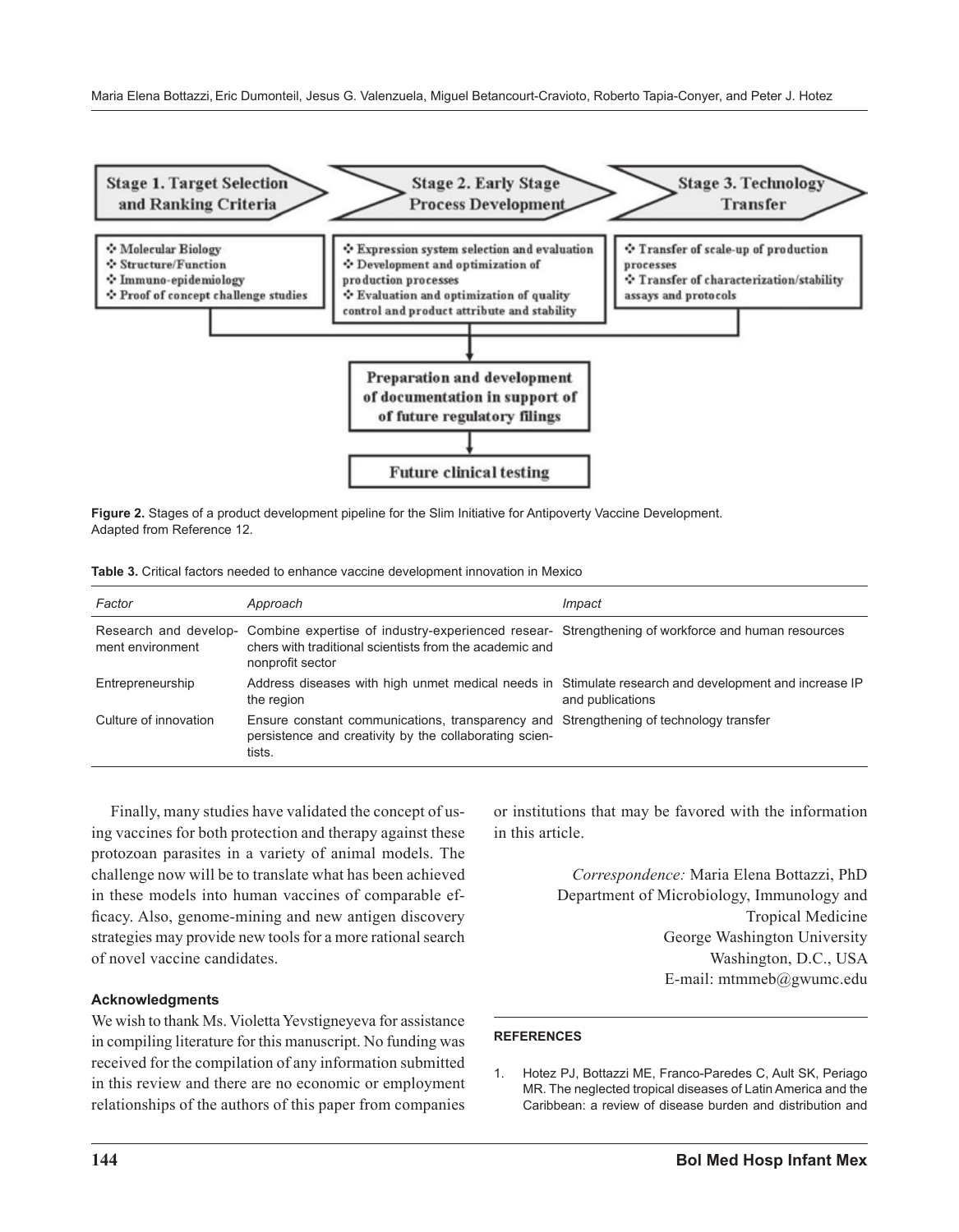**Figure 2.** Stages of a product development pipeline for the Slim Initiative for Antipoverty Vaccine Development. Adapted from Reference 12.

**Table 3.** Critical factors needed to enhance vaccine development innovation in Mexico

| *Factor* | *Approach* | *Impact* |
|---|---|---|
| Research and development environment | Combine expertise of industry-experienced researchers with traditional scientists from the academic and nonprofit sector | Strengthening of workforce and human resources |
| Entrepreneurship | Address diseases with high unmet medical needs in the region | Stimulate research and development and increase IP and publications |
| Culture of innovation | Ensure constant communications, transparency and persistence and creativity by the collaborating scientists. | Strengthening of technology transfer |

Finally, many studies have validated the concept of using vaccines for both protection and therapy against these protozoan parasites in a variety of animal models. The challenge now will be to translate what has been achieved in these models into human vaccines of comparable efficacy. Also, genome-mining and new antigen discovery strategies may provide new tools for a more rational search of novel vaccine candidates.

#### Acknowledgments

We wish to thank Ms. Violetta Yevstigneyeva for assistance in compiling literature for this manuscript. No funding was received for the compilation of any information submitted in this review and there are no economic or employment relationships of the authors of this paper from companies or institutions that may be favored with the information in this article.

*Correspondence:* Maria Elena Bottazzi, PhD
Department of Microbiology, Immunology and Tropical Medicine
George Washington University
Washington, D.C., USA
E-mail: mtmmeb@gwumc.edu

#### REFERENCES

1. Hotez PJ, Bottazzi ME, Franco-Paredes C, Ault SK, Periago MR. The neglected tropical diseases of Latin America and the Caribbean: a review of disease burden and distribution and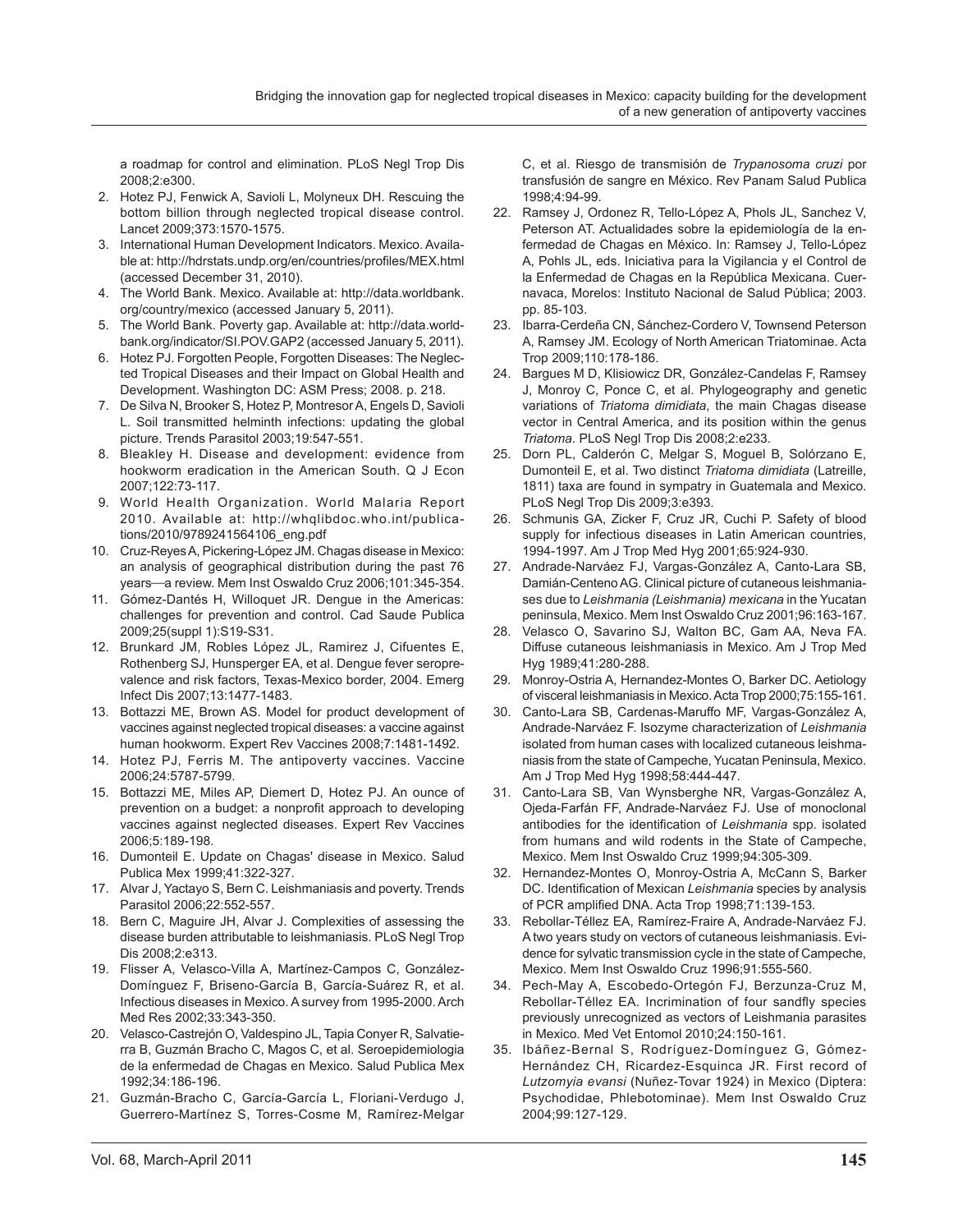a roadmap for control and elimination. PLoS Negl Trop Dis 2008;2:e300.

2. Hotez PJ, Fenwick A, Savioli L, Molyneux DH. Rescuing the bottom billion through neglected tropical disease control. Lancet 2009;373:1570-1575.
3. International Human Development Indicators. Mexico. Available at: http://hdrstats.undp.org/en/countries/profiles/MEX.html (accessed December 31, 2010).
4. The World Bank. Mexico. Available at: http://data.worldbank.org/country/mexico (accessed January 5, 2011).
5. The World Bank. Poverty gap. Available at: http://data.worldbank.org/indicator/SI.POV.GAP2 (accessed January 5, 2011).
6. Hotez PJ. Forgotten People, Forgotten Diseases: The Neglected Tropical Diseases and their Impact on Global Health and Development. Washington DC: ASM Press; 2008. p. 218.
7. De Silva N, Brooker S, Hotez P, Montresor A, Engels D, Savioli L. Soil transmitted helminth infections: updating the global picture. Trends Parasitol 2003;19:547-551.
8. Bleakley H. Disease and development: evidence from hookworm eradication in the American South. Q J Econ 2007;122:73-117.
9. World Health Organization. World Malaria Report 2010. Available at: http://whqlibdoc.who.int/publications/2010/9789241564106_eng.pdf
10. Cruz-Reyes A, Pickering-López JM. Chagas disease in Mexico: an analysis of geographical distribution during the past 76 years—a review. Mem Inst Oswaldo Cruz 2006;101:345-354.
11. Gómez-Dantés H, Willoquet JR. Dengue in the Americas: challenges for prevention and control. Cad Saude Publica 2009;25(suppl 1):S19-S31.
12. Brunkard JM, Robles López JL, Ramirez J, Cifuentes E, Rothenberg SJ, Hunsperger EA, et al. Dengue fever seroprevalence and risk factors, Texas-Mexico border, 2004. Emerg Infect Dis 2007;13:1477-1483.
13. Bottazzi ME, Brown AS. Model for product development of vaccines against neglected tropical diseases: a vaccine against human hookworm. Expert Rev Vaccines 2008;7:1481-1492.
14. Hotez PJ, Ferris M. The antipoverty vaccines. Vaccine 2006;24:5787-5799.
15. Bottazzi ME, Miles AP, Diemert D, Hotez PJ. An ounce of prevention on a budget: a nonprofit approach to developing vaccines against neglected diseases. Expert Rev Vaccines 2006;5:189-198.
16. Dumonteil E. Update on Chagas' disease in Mexico. Salud Publica Mex 1999;41:322-327.
17. Alvar J, Yactayo S, Bern C. Leishmaniasis and poverty. Trends Parasitol 2006;22:552-557.
18. Bern C, Maguire JH, Alvar J. Complexities of assessing the disease burden attributable to leishmaniasis. PLoS Negl Trop Dis 2008;2:e313.
19. Flisser A, Velasco-Villa A, Martínez-Campos C, González-Domínguez F, Briseno-García B, García-Suárez R, et al. Infectious diseases in Mexico. A survey from 1995-2000. Arch Med Res 2002;33:343-350.
20. Velasco-Castrejón O, Valdespino JL, Tapia Conyer R, Salvatierra B, Guzmán Bracho C, Magos C, et al. Seroepidemiologia de la enfermedad de Chagas en Mexico. Salud Publica Mex 1992;34:186-196.
21. Guzmán-Bracho C, García-García L, Floriani-Verdugo J, Guerrero-Martínez S, Torres-Cosme M, Ramírez-Melgar C, et al. Riesgo de transmisión de *Trypanosoma cruzi* por transfusión de sangre en México. Rev Panam Salud Publica 1998;4:94-99.
22. Ramsey J, Ordonez R, Tello-López A, Phols JL, Sanchez V, Peterson AT. Actualidades sobre la epidemiología de la enfermedad de Chagas en México. In: Ramsey J, Tello-López A, Pohls JL, eds. Iniciativa para la Vigilancia y el Control de la Enfermedad de Chagas en la República Mexicana. Cuernavaca, Morelos: Instituto Nacional de Salud Pública; 2003. pp. 85-103.
23. Ibarra-Cerdeña CN, Sánchez-Cordero V, Townsend Peterson A, Ramsey JM. Ecology of North American Triatominae. Acta Trop 2009;110:178-186.
24. Bargues M D, Klisiowicz DR, González-Candelas F, Ramsey J, Monroy C, Ponce C, et al. Phylogeography and genetic variations of *Triatoma dimidiata*, the main Chagas disease vector in Central America, and its position within the genus *Triatoma*. PLoS Negl Trop Dis 2008;2:e233.
25. Dorn PL, Calderón C, Melgar S, Moguel B, Solórzano E, Dumonteil E, et al. Two distinct *Triatoma dimidiata* (Latreille, 1811) taxa are found in sympatry in Guatemala and Mexico. PLoS Negl Trop Dis 2009;3:e393.
26. Schmunis GA, Zicker F, Cruz JR, Cuchi P. Safety of blood supply for infectious diseases in Latin American countries, 1994-1997. Am J Trop Med Hyg 2001;65:924-930.
27. Andrade-Narváez FJ, Vargas-González A, Canto-Lara SB, Damián-Centeno AG. Clinical picture of cutaneous leishmaniases due to *Leishmania (Leishmania) mexicana* in the Yucatan peninsula, Mexico. Mem Inst Oswaldo Cruz 2001;96:163-167.
28. Velasco O, Savarino SJ, Walton BC, Gam AA, Neva FA. Diffuse cutaneous leishmaniasis in Mexico. Am J Trop Med Hyg 1989;41:280-288.
29. Monroy-Ostria A, Hernandez-Montes O, Barker DC. Aetiology of visceral leishmaniasis in Mexico. Acta Trop 2000;75:155-161.
30. Canto-Lara SB, Cardenas-Maruffo MF, Vargas-González A, Andrade-Narváez F. Isozyme characterization of *Leishmania* isolated from human cases with localized cutaneous leishmaniasis from the state of Campeche, Yucatan Peninsula, Mexico. Am J Trop Med Hyg 1998;58:444-447.
31. Canto-Lara SB, Van Wynsberghe NR, Vargas-González A, Ojeda-Farfán FF, Andrade-Narváez FJ. Use of monoclonal antibodies for the identification of *Leishmania* spp. isolated from humans and wild rodents in the State of Campeche, Mexico. Mem Inst Oswaldo Cruz 1999;94:305-309.
32. Hernandez-Montes O, Monroy-Ostria A, McCann S, Barker DC. Identification of Mexican *Leishmania* species by analysis of PCR amplified DNA. Acta Trop 1998;71:139-153.
33. Rebollar-Téllez EA, Ramírez-Fraire A, Andrade-Narváez FJ. A two years study on vectors of cutaneous leishmaniasis. Evidence for sylvatic transmission cycle in the state of Campeche, Mexico. Mem Inst Oswaldo Cruz 1996;91:555-560.
34. Pech-May A, Escobedo-Ortegón FJ, Berzunza-Cruz M, Rebollar-Téllez EA. Incrimination of four sandfly species previously unrecognized as vectors of Leishmania parasites in Mexico. Med Vet Entomol 2010;24:150-161.
35. Ibáñez-Bernal S, Rodríguez-Domínguez G, Gómez-Hernández CH, Ricardez-Esquinca JR. First record of *Lutzomyia evansi* (Nuñez-Tovar 1924) in Mexico (Diptera: Psychodidae, Phlebotominae). Mem Inst Oswaldo Cruz 2004;99:127-129.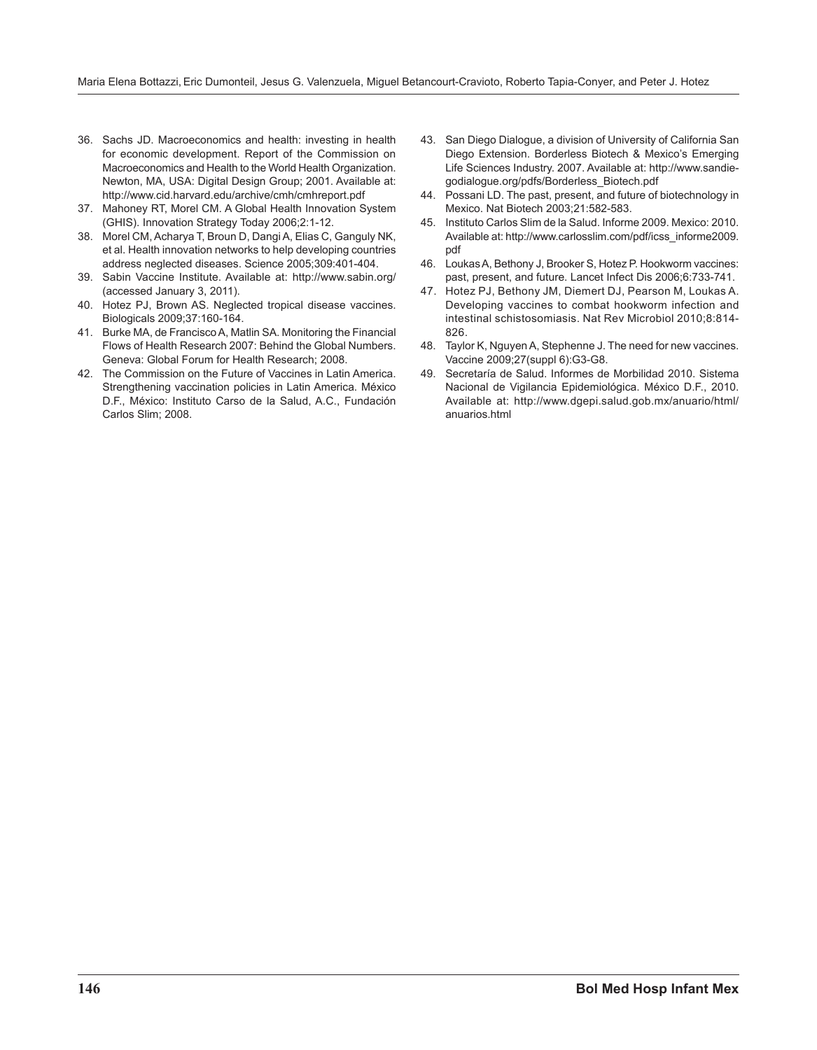36. Sachs JD. Macroeconomics and health: investing in health for economic development. Report of the Commission on Macroeconomics and Health to the World Health Organization. Newton, MA, USA: Digital Design Group; 2001. Available at: http://www.cid.harvard.edu/archive/cmh/cmhreport.pdf
37. Mahoney RT, Morel CM. A Global Health Innovation System (GHIS). Innovation Strategy Today 2006;2:1-12.
38. Morel CM, Acharya T, Broun D, Dangi A, Elias C, Ganguly NK, et al. Health innovation networks to help developing countries address neglected diseases. Science 2005;309:401-404.
39. Sabin Vaccine Institute. Available at: http://www.sabin.org/ (accessed January 3, 2011).
40. Hotez PJ, Brown AS. Neglected tropical disease vaccines. Biologicals 2009;37:160-164.
41. Burke MA, de Francisco A, Matlin SA. Monitoring the Financial Flows of Health Research 2007: Behind the Global Numbers. Geneva: Global Forum for Health Research; 2008.
42. The Commission on the Future of Vaccines in Latin America. Strengthening vaccination policies in Latin America. México D.F., México: Instituto Carso de la Salud, A.C., Fundación Carlos Slim; 2008.
43. San Diego Dialogue, a division of University of California San Diego Extension. Borderless Biotech & Mexico's Emerging Life Sciences Industry. 2007. Available at: http://www.sandiegodialogue.org/pdfs/Borderless_Biotech.pdf
44. Possani LD. The past, present, and future of biotechnology in Mexico. Nat Biotech 2003;21:582-583.
45. Instituto Carlos Slim de la Salud. Informe 2009. Mexico: 2010. Available at: http://www.carlosslim.com/pdf/icss_informe2009.pdf
46. Loukas A, Bethony J, Brooker S, Hotez P. Hookworm vaccines: past, present, and future. Lancet Infect Dis 2006;6:733-741.
47. Hotez PJ, Bethony JM, Diemert DJ, Pearson M, Loukas A. Developing vaccines to combat hookworm infection and intestinal schistosomiasis. Nat Rev Microbiol 2010;8:814-826.
48. Taylor K, Nguyen A, Stephenne J. The need for new vaccines. Vaccine 2009;27(suppl 6):G3-G8.
49. Secretaría de Salud. Informes de Morbilidad 2010. Sistema Nacional de Vigilancia Epidemiológica. México D.F., 2010. Available at: http://www.dgepi.salud.gob.mx/anuario/html/anuarios.html